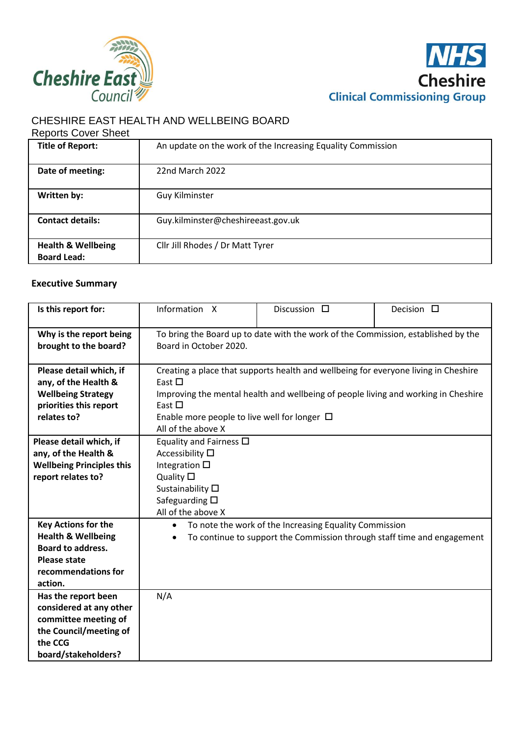CHESHIRE EAST HEALTH AND WELLBEING BOARD

Reports Cover Sheet

| **Title of Report:** | An update on the work of the Increasing Equality Commission |
|---|---|
| **Date of meeting:** | 22nd March 2022 |
| **Written by:** | Guy Kilminster |
| **Contact details:** | Guy.kilminster@cheshireeast.gov.uk |
| **Health & Wellbeing Board Lead:** | Cllr Jill Rhodes / Dr Matt Tyrer |

**Executive Summary**

| **Is this report for:** | Information X | Discussion ☐ | Decision ☐ |
|---|---|---|---|
| **Why is the report being brought to the board?** | To bring the Board up to date with the work of the Commission, established by the Board in October 2020. | | |
| **Please detail which, if any, of the Health & Wellbeing Strategy priorities this report relates to?** | Creating a place that supports health and wellbeing for everyone living in Cheshire East ☐<br>Improving the mental health and wellbeing of people living and working in Cheshire East ☐<br>Enable more people to live well for longer ☐<br>All of the above X | | |
| **Please detail which, if any, of the Health & Wellbeing Principles this report relates to?** | Equality and Fairness ☐<br>Accessibility ☐<br>Integration ☐<br>Quality ☐<br>Sustainability ☐<br>Safeguarding ☐<br>All of the above X | | |
| **Key Actions for the Health & Wellbeing Board to address. Please state recommendations for action.** | • To note the work of the Increasing Equality Commission<br>• To continue to support the Commission through staff time and engagement | | |
| **Has the report been considered at any other committee meeting of the Council/meeting of the CCG board/stakeholders?** | N/A | | |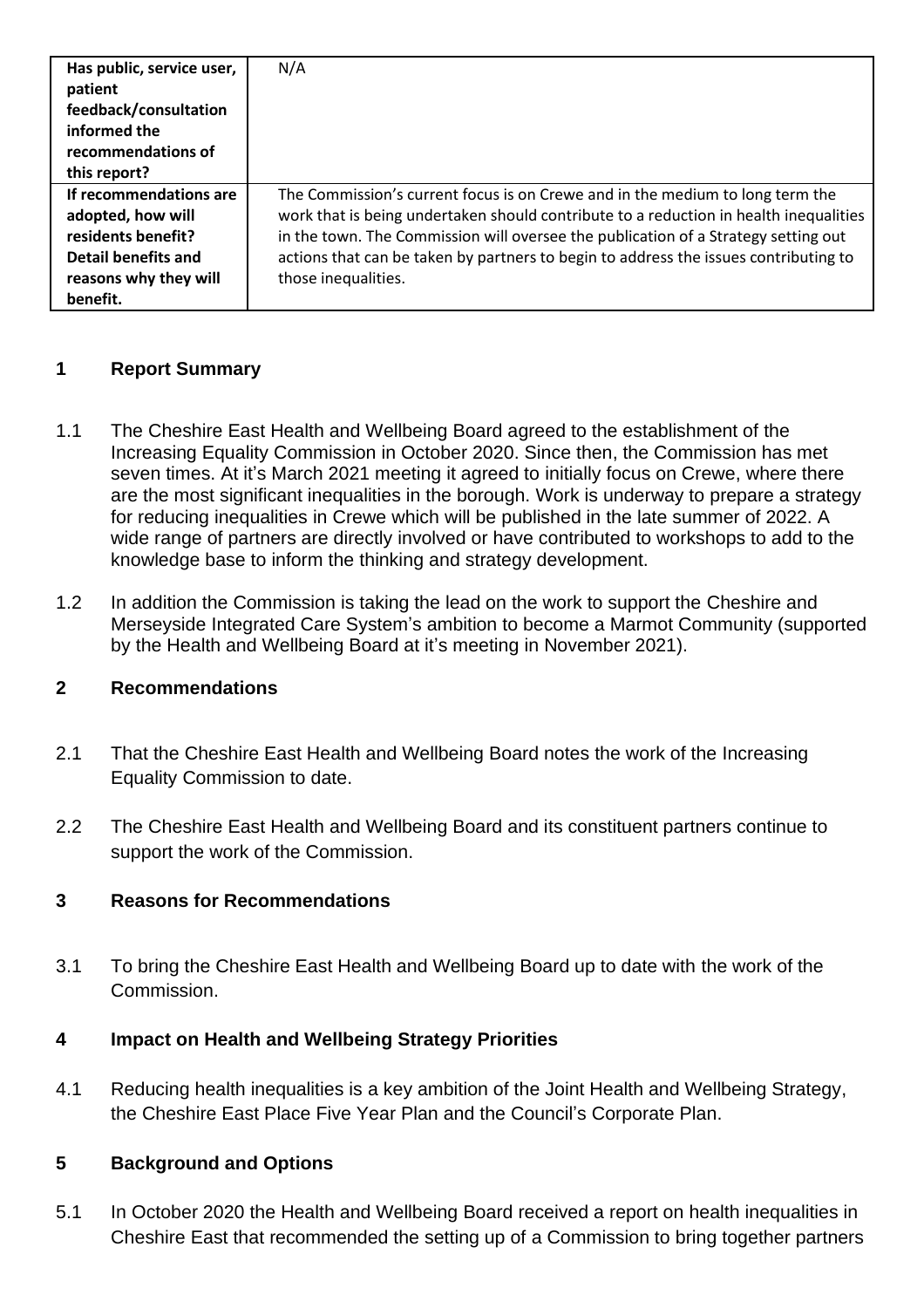| | |
|---|---|
| **Has public, service user, patient feedback/consultation informed the recommendations of this report?** | N/A |
| **If recommendations are adopted, how will residents benefit? Detail benefits and reasons why they will benefit.** | The Commission's current focus is on Crewe and in the medium to long term the work that is being undertaken should contribute to a reduction in health inequalities in the town. The Commission will oversee the publication of a Strategy setting out actions that can be taken by partners to begin to address the issues contributing to those inequalities. |

## 1 Report Summary

1.1 The Cheshire East Health and Wellbeing Board agreed to the establishment of the Increasing Equality Commission in October 2020. Since then, the Commission has met seven times. At it's March 2021 meeting it agreed to initially focus on Crewe, where there are the most significant inequalities in the borough. Work is underway to prepare a strategy for reducing inequalities in Crewe which will be published in the late summer of 2022. A wide range of partners are directly involved or have contributed to workshops to add to the knowledge base to inform the thinking and strategy development.

1.2 In addition the Commission is taking the lead on the work to support the Cheshire and Merseyside Integrated Care System's ambition to become a Marmot Community (supported by the Health and Wellbeing Board at it's meeting in November 2021).

## 2 Recommendations

2.1 That the Cheshire East Health and Wellbeing Board notes the work of the Increasing Equality Commission to date.

2.2 The Cheshire East Health and Wellbeing Board and its constituent partners continue to support the work of the Commission.

## 3 Reasons for Recommendations

3.1 To bring the Cheshire East Health and Wellbeing Board up to date with the work of the Commission.

## 4 Impact on Health and Wellbeing Strategy Priorities

4.1 Reducing health inequalities is a key ambition of the Joint Health and Wellbeing Strategy, the Cheshire East Place Five Year Plan and the Council's Corporate Plan.

## 5 Background and Options

5.1 In October 2020 the Health and Wellbeing Board received a report on health inequalities in Cheshire East that recommended the setting up of a Commission to bring together partners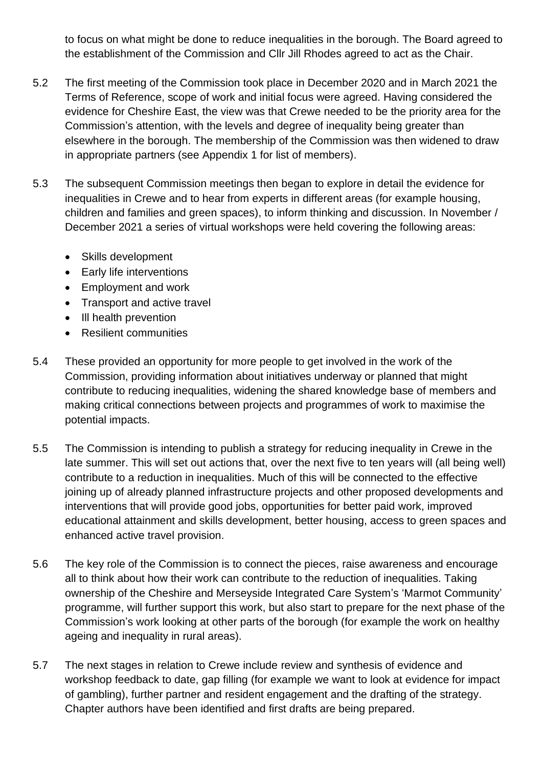to focus on what might be done to reduce inequalities in the borough. The Board agreed to the establishment of the Commission and Cllr Jill Rhodes agreed to act as the Chair.

5.2 The first meeting of the Commission took place in December 2020 and in March 2021 the Terms of Reference, scope of work and initial focus were agreed. Having considered the evidence for Cheshire East, the view was that Crewe needed to be the priority area for the Commission's attention, with the levels and degree of inequality being greater than elsewhere in the borough. The membership of the Commission was then widened to draw in appropriate partners (see Appendix 1 for list of members).

5.3 The subsequent Commission meetings then began to explore in detail the evidence for inequalities in Crewe and to hear from experts in different areas (for example housing, children and families and green spaces), to inform thinking and discussion. In November / December 2021 a series of virtual workshops were held covering the following areas:

- Skills development
- Early life interventions
- Employment and work
- Transport and active travel
- Ill health prevention
- Resilient communities

5.4 These provided an opportunity for more people to get involved in the work of the Commission, providing information about initiatives underway or planned that might contribute to reducing inequalities, widening the shared knowledge base of members and making critical connections between projects and programmes of work to maximise the potential impacts.

5.5 The Commission is intending to publish a strategy for reducing inequality in Crewe in the late summer. This will set out actions that, over the next five to ten years will (all being well) contribute to a reduction in inequalities. Much of this will be connected to the effective joining up of already planned infrastructure projects and other proposed developments and interventions that will provide good jobs, opportunities for better paid work, improved educational attainment and skills development, better housing, access to green spaces and enhanced active travel provision.

5.6 The key role of the Commission is to connect the pieces, raise awareness and encourage all to think about how their work can contribute to the reduction of inequalities. Taking ownership of the Cheshire and Merseyside Integrated Care System's 'Marmot Community' programme, will further support this work, but also start to prepare for the next phase of the Commission's work looking at other parts of the borough (for example the work on healthy ageing and inequality in rural areas).

5.7 The next stages in relation to Crewe include review and synthesis of evidence and workshop feedback to date, gap filling (for example we want to look at evidence for impact of gambling), further partner and resident engagement and the drafting of the strategy. Chapter authors have been identified and first drafts are being prepared.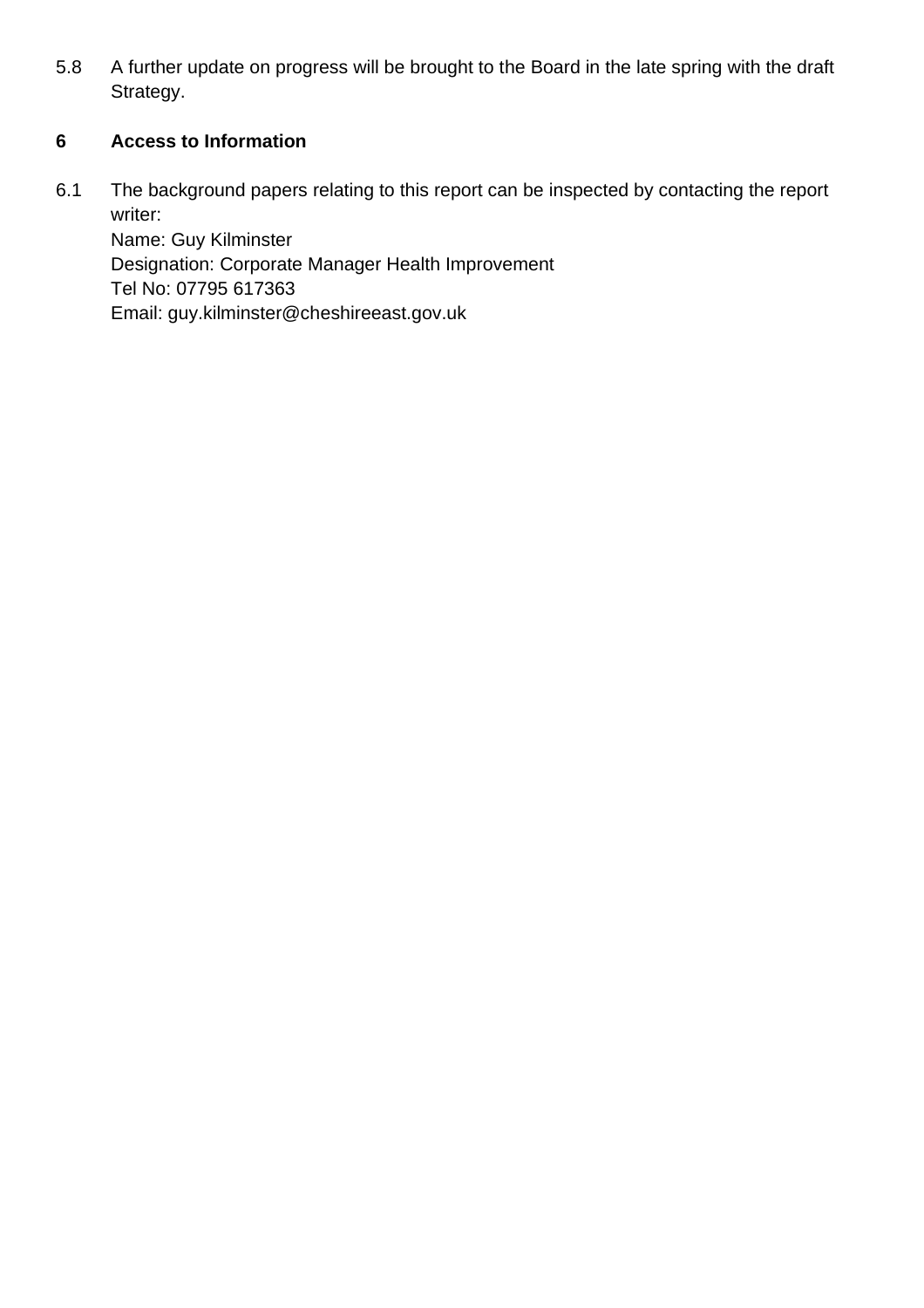5.8 A further update on progress will be brought to the Board in the late spring with the draft Strategy.

## 6 Access to Information

6.1 The background papers relating to this report can be inspected by contacting the report writer:

Name: Guy Kilminster
Designation: Corporate Manager Health Improvement
Tel No: 07795 617363
Email: guy.kilminster@cheshireeast.gov.uk